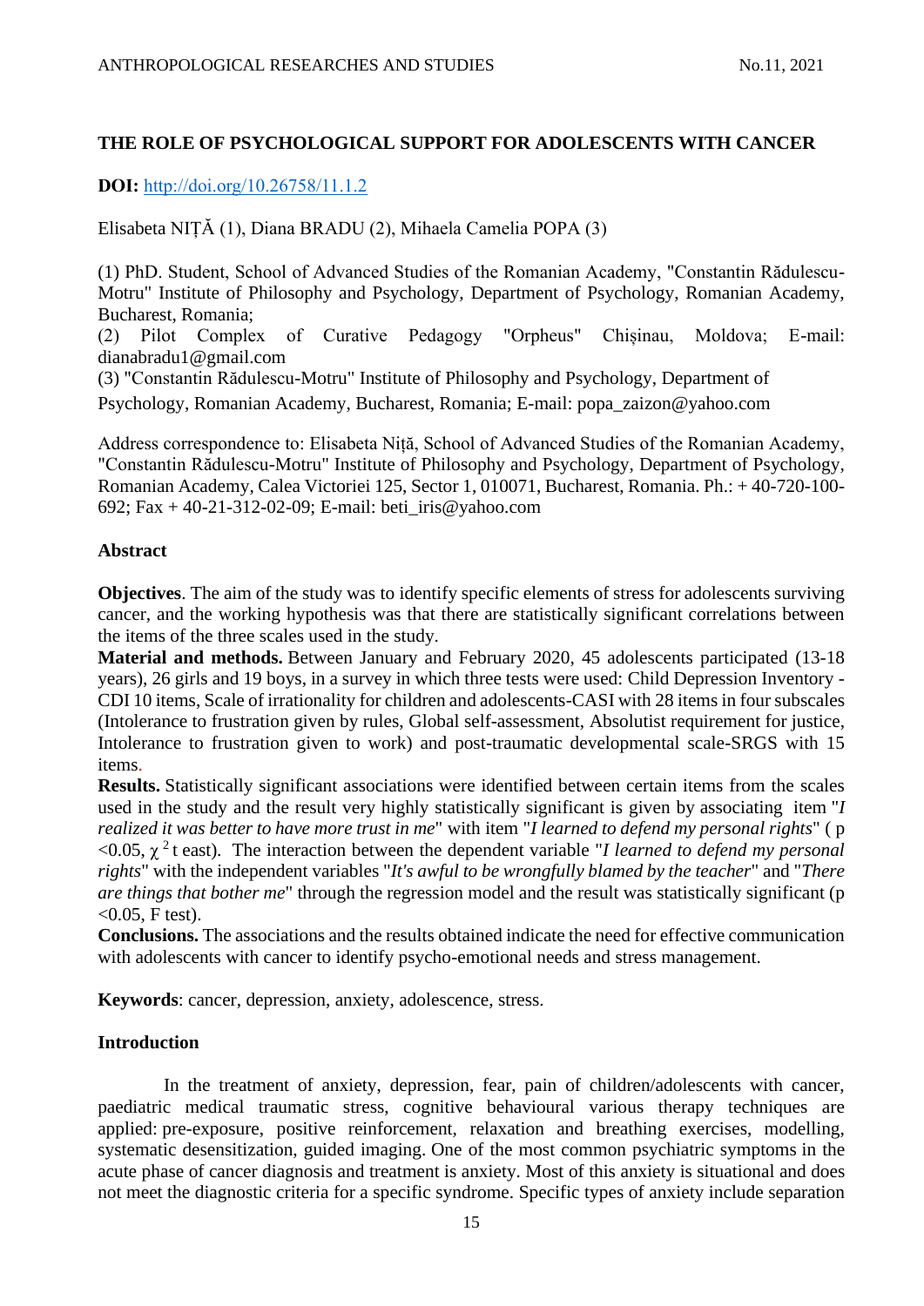# THE ROLE OF PSYCHOLOGICAL SUPPORT FOR ADOLESCENTS WITH CANCER

**DOI:** http://doi.org/10.26758/11.1.2

Elisabeta NIȚĂ (1), Diana BRADU (2), Mihaela Camelia POPA (3)

(1) PhD. Student, School of Advanced Studies of the Romanian Academy, "Constantin Rădulescu-Motru" Institute of Philosophy and Psychology, Department of Psychology, Romanian Academy, Bucharest, Romania;
(2) Pilot Complex of Curative Pedagogy "Orpheus" Chișinau, Moldova; E-mail: dianabradu1@gmail.com
(3) "Constantin Rădulescu-Motru" Institute of Philosophy and Psychology, Department of Psychology, Romanian Academy, Bucharest, Romania; E-mail: popa_zaizon@yahoo.com

Address correspondence to: Elisabeta Niță, School of Advanced Studies of the Romanian Academy, "Constantin Rădulescu-Motru" Institute of Philosophy and Psychology, Department of Psychology, Romanian Academy, Calea Victoriei 125, Sector 1, 010071, Bucharest, Romania. Ph.: + 40-720-100-692; Fax + 40-21-312-02-09; E-mail: beti_iris@yahoo.com

## Abstract

**Objectives**. The aim of the study was to identify specific elements of stress for adolescents surviving cancer, and the working hypothesis was that there are statistically significant correlations between the items of the three scales used in the study.
**Material and methods.** Between January and February 2020, 45 adolescents participated (13-18 years), 26 girls and 19 boys, in a survey in which three tests were used: Child Depression Inventory - CDI 10 items, Scale of irrationality for children and adolescents-CASI with 28 items in four subscales (Intolerance to frustration given by rules, Global self-assessment, Absolutist requirement for justice, Intolerance to frustration given to work) and post-traumatic developmental scale-SRGS with 15 items.
**Results.** Statistically significant associations were identified between certain items from the scales used in the study and the result very highly statistically significant is given by associating item "*I realized it was better to have more trust in me*" with item "*I learned to defend my personal rights*" ( $p < 0.05$, $\chi^2$ t east). The interaction between the dependent variable "*I learned to defend my personal rights*" with the independent variables "*It's awful to be wrongfully blamed by the teacher*" and "*There are things that bother me*" through the regression model and the result was statistically significant ($p < 0.05$, F test).
**Conclusions.** The associations and the results obtained indicate the need for effective communication with adolescents with cancer to identify psycho-emotional needs and stress management.

**Keywords**: cancer, depression, anxiety, adolescence, stress.

## Introduction

In the treatment of anxiety, depression, fear, pain of children/adolescents with cancer, paediatric medical traumatic stress, cognitive behavioural various therapy techniques are applied: pre-exposure, positive reinforcement, relaxation and breathing exercises, modelling, systematic desensitization, guided imaging. One of the most common psychiatric symptoms in the acute phase of cancer diagnosis and treatment is anxiety. Most of this anxiety is situational and does not meet the diagnostic criteria for a specific syndrome. Specific types of anxiety include separation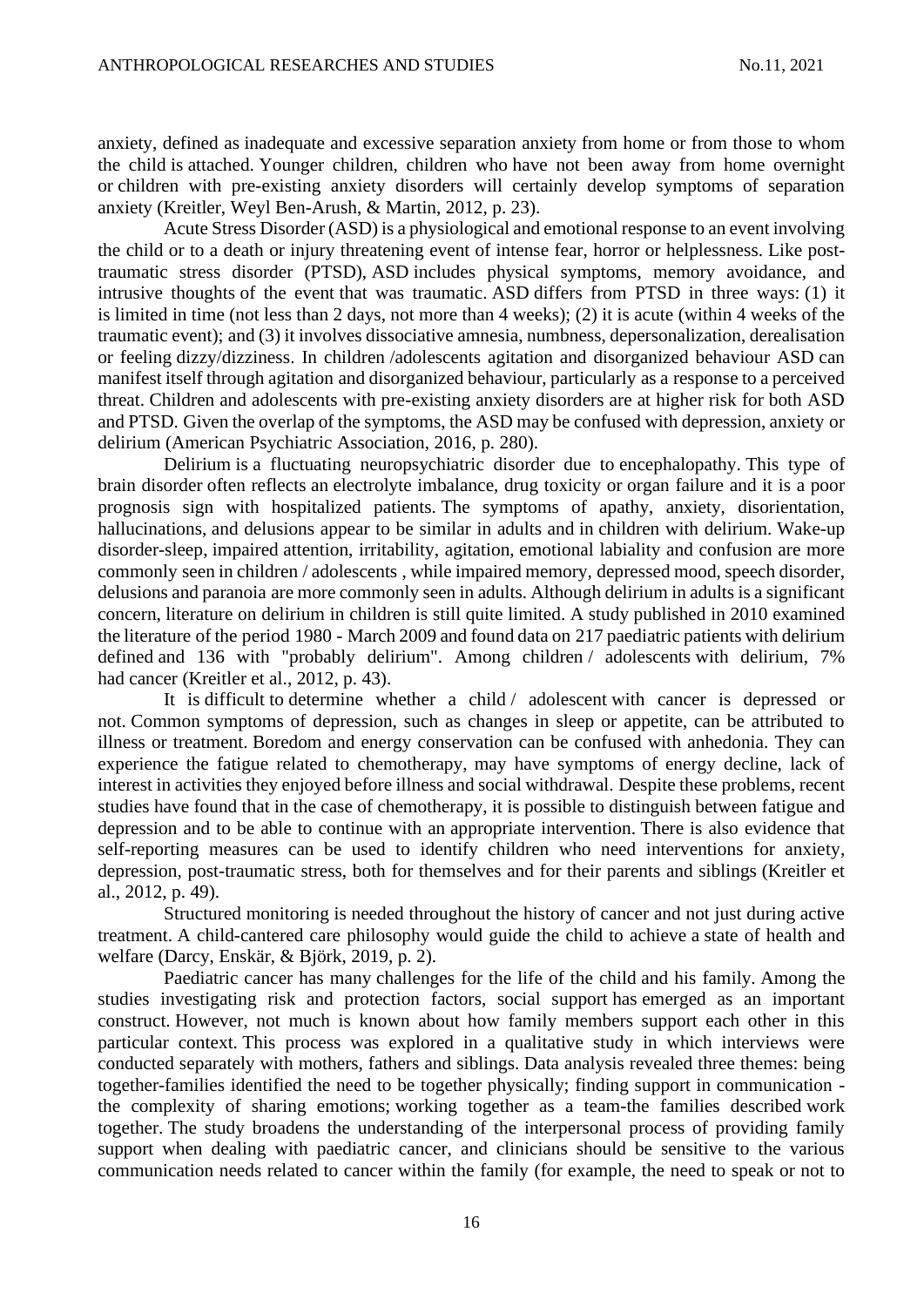anxiety, defined as inadequate and excessive separation anxiety from home or from those to whom the child is attached. Younger children, children who have not been away from home overnight or children with pre-existing anxiety disorders will certainly develop symptoms of separation anxiety (Kreitler, Weyl Ben-Arush, & Martin, 2012, p. 23).

Acute Stress Disorder (ASD) is a physiological and emotional response to an event involving the child or to a death or injury threatening event of intense fear, horror or helplessness. Like post-traumatic stress disorder (PTSD), ASD includes physical symptoms, memory avoidance, and intrusive thoughts of the event that was traumatic. ASD differs from PTSD in three ways: (1) it is limited in time (not less than 2 days, not more than 4 weeks); (2) it is acute (within 4 weeks of the traumatic event); and (3) it involves dissociative amnesia, numbness, depersonalization, derealisation or feeling dizzy/dizziness. In children /adolescents agitation and disorganized behaviour ASD can manifest itself through agitation and disorganized behaviour, particularly as a response to a perceived threat. Children and adolescents with pre-existing anxiety disorders are at higher risk for both ASD and PTSD. Given the overlap of the symptoms, the ASD may be confused with depression, anxiety or delirium (American Psychiatric Association, 2016, p. 280).

Delirium is a fluctuating neuropsychiatric disorder due to encephalopathy. This type of brain disorder often reflects an electrolyte imbalance, drug toxicity or organ failure and it is a poor prognosis sign with hospitalized patients. The symptoms of apathy, anxiety, disorientation, hallucinations, and delusions appear to be similar in adults and in children with delirium. Wake-up disorder-sleep, impaired attention, irritability, agitation, emotional labiality and confusion are more commonly seen in children / adolescents , while impaired memory, depressed mood, speech disorder, delusions and paranoia are more commonly seen in adults. Although delirium in adults is a significant concern, literature on delirium in children is still quite limited. A study published in 2010 examined the literature of the period 1980 - March 2009 and found data on 217 paediatric patients with delirium defined and 136 with "probably delirium". Among children / adolescents with delirium, 7% had cancer (Kreitler et al., 2012, p. 43).

It is difficult to determine whether a child / adolescent with cancer is depressed or not. Common symptoms of depression, such as changes in sleep or appetite, can be attributed to illness or treatment. Boredom and energy conservation can be confused with anhedonia. They can experience the fatigue related to chemotherapy, may have symptoms of energy decline, lack of interest in activities they enjoyed before illness and social withdrawal. Despite these problems, recent studies have found that in the case of chemotherapy, it is possible to distinguish between fatigue and depression and to be able to continue with an appropriate intervention. There is also evidence that self-reporting measures can be used to identify children who need interventions for anxiety, depression, post-traumatic stress, both for themselves and for their parents and siblings (Kreitler et al., 2012, p. 49).

Structured monitoring is needed throughout the history of cancer and not just during active treatment. A child-cantered care philosophy would guide the child to achieve a state of health and welfare (Darcy, Enskär, & Björk, 2019, p. 2).

Paediatric cancer has many challenges for the life of the child and his family. Among the studies investigating risk and protection factors, social support has emerged as an important construct. However, not much is known about how family members support each other in this particular context. This process was explored in a qualitative study in which interviews were conducted separately with mothers, fathers and siblings. Data analysis revealed three themes: being together-families identified the need to be together physically; finding support in communication - the complexity of sharing emotions; working together as a team-the families described work together. The study broadens the understanding of the interpersonal process of providing family support when dealing with paediatric cancer, and clinicians should be sensitive to the various communication needs related to cancer within the family (for example, the need to speak or not to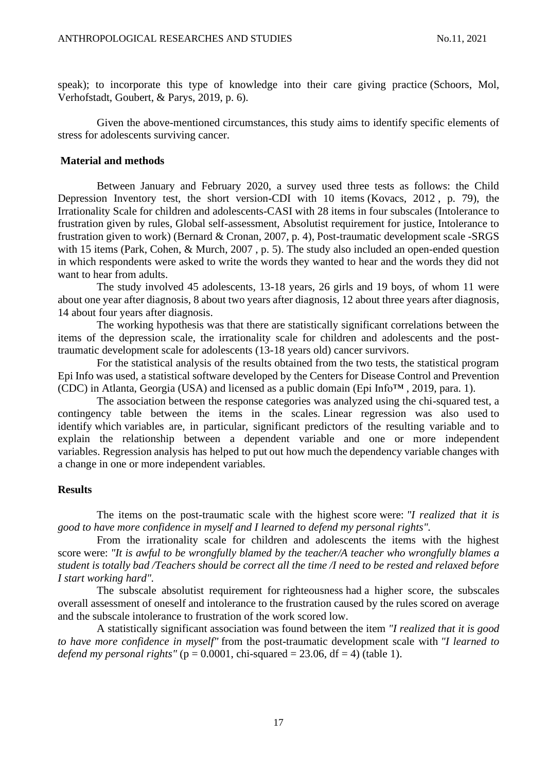speak); to incorporate this type of knowledge into their care giving practice (Schoors, Mol, Verhofstadt, Goubert, & Parys, 2019, p. 6).

Given the above-mentioned circumstances, this study aims to identify specific elements of stress for adolescents surviving cancer.

## Material and methods

Between January and February 2020, a survey used three tests as follows: the Child Depression Inventory test, the short version-CDI with 10 items (Kovacs, 2012 , p. 79), the Irrationality Scale for children and adolescents-CASI with 28 items in four subscales (Intolerance to frustration given by rules, Global self-assessment, Absolutist requirement for justice, Intolerance to frustration given to work) (Bernard & Cronan, 2007, p. 4), Post-traumatic development scale -SRGS with 15 items (Park, Cohen, & Murch, 2007 , p. 5). The study also included an open-ended question in which respondents were asked to write the words they wanted to hear and the words they did not want to hear from adults.

The study involved 45 adolescents, 13-18 years, 26 girls and 19 boys, of whom 11 were about one year after diagnosis, 8 about two years after diagnosis, 12 about three years after diagnosis, 14 about four years after diagnosis.

The working hypothesis was that there are statistically significant correlations between the items of the depression scale, the irrationality scale for children and adolescents and the post-traumatic development scale for adolescents (13-18 years old) cancer survivors.

For the statistical analysis of the results obtained from the two tests, the statistical program Epi Info was used, a statistical software developed by the Centers for Disease Control and Prevention (CDC) in Atlanta, Georgia (USA) and licensed as a public domain (Epi Info™ , 2019, para. 1).

The association between the response categories was analyzed using the chi-squared test, a contingency table between the items in the scales. Linear regression was also used to identify which variables are, in particular, significant predictors of the resulting variable and to explain the relationship between a dependent variable and one or more independent variables. Regression analysis has helped to put out how much the dependency variable changes with a change in one or more independent variables.

## Results

The items on the post-traumatic scale with the highest score were: *"I realized that it is good to have more confidence in myself and I learned to defend my personal rights".*

From the irrationality scale for children and adolescents the items with the highest score were: *"It is awful to be wrongfully blamed by the teacher/A teacher who wrongfully blames a student is totally bad /Teachers should be correct all the time /I need to be rested and relaxed before I start working hard".*

The subscale absolutist requirement for righteousness had a higher score, the subscales overall assessment of oneself and intolerance to the frustration caused by the rules scored on average and the subscale intolerance to frustration of the work scored low.

A statistically significant association was found between the item *"I realized that it is good to have more confidence in myself"* from the post-traumatic development scale with *"I learned to defend my personal rights"* ($p = 0.0001$, chi-squared = 23.06, $df = 4$) (table 1).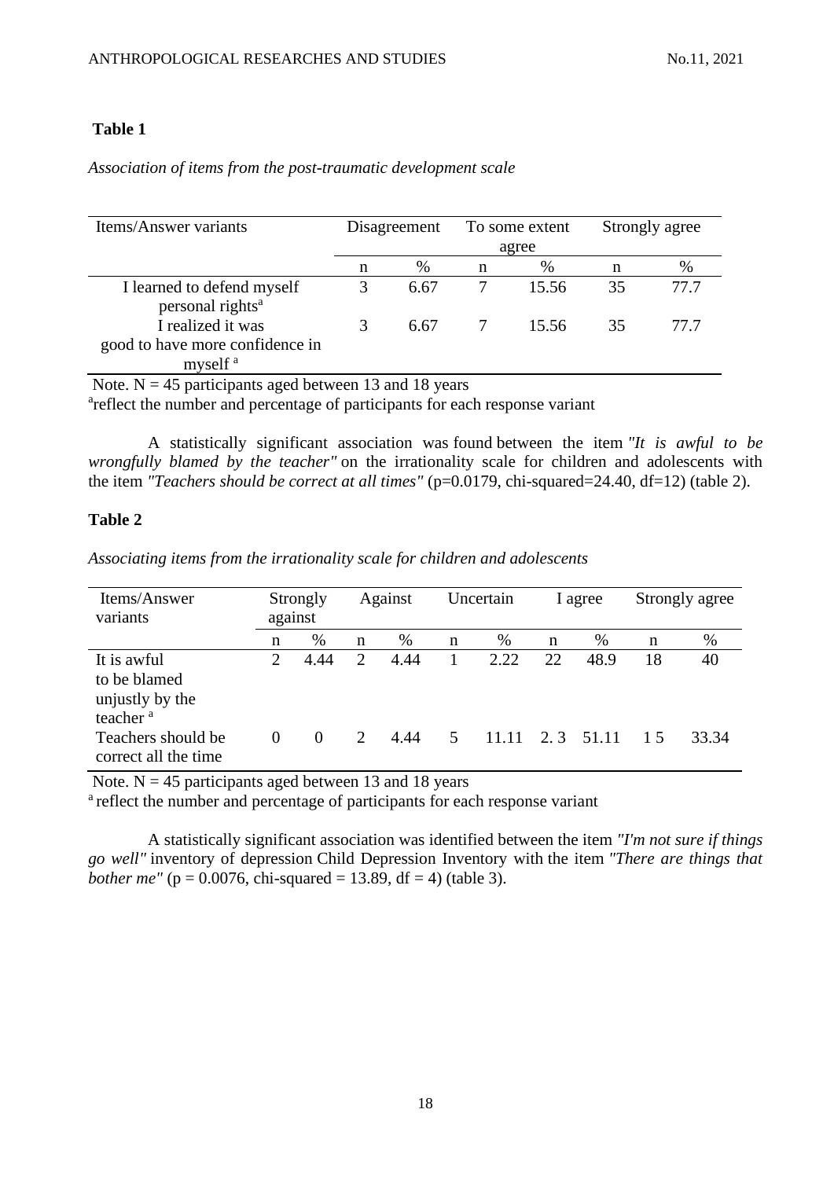**Table 1**

*Association of items from the post-traumatic development scale*

| Items/Answer variants | Disagreement | | To some extent agree | | Strongly agree | |
|---|---|---|---|---|---|---|
| | n | % | n | % | n | % |
| I learned to defend myself personal rights[a] | 3 | 6.67 | 7 | 15.56 | 35 | 77.7 |
| I realized it was good to have more confidence in myself [a] | 3 | 6.67 | 7 | 15.56 | 35 | 77.7 |

Note. N = 45 participants aged between 13 and 18 years
[a]reflect the number and percentage of participants for each response variant

A statistically significant association was found between the item *"It is awful to be wrongfully blamed by the teacher"* on the irrationality scale for children and adolescents with the item *"Teachers should be correct at all times"* (p=0.0179, chi-squared=24.40, df=12) (table 2).

**Table 2**

*Associating items from the irrationality scale for children and adolescents*

| Items/Answer variants | Strongly against | | Against | | Uncertain | | I agree | | Strongly agree | |
|---|---|---|---|---|---|---|---|---|---|---|
| | n | % | n | % | n | % | n | % | n | % |
| It is awful to be blamed unjustly by the teacher [a] | 2 | 4.44 | 2 | 4.44 | 1 | 2.22 | 22 | 48.9 | 18 | 40 |
| Teachers should be correct all the time | 0 | 0 | 2 | 4.44 | 5 | 11.11 | 2. 3 | 51.11 | 1 5 | 33.34 |

Note. N = 45 participants aged between 13 and 18 years
[a] reflect the number and percentage of participants for each response variant

A statistically significant association was identified between the item *"I'm not sure if things go well"* inventory of depression Child Depression Inventory with the item *"There are things that bother me"* (p = 0.0076, chi-squared = 13.89, df = 4) (table 3).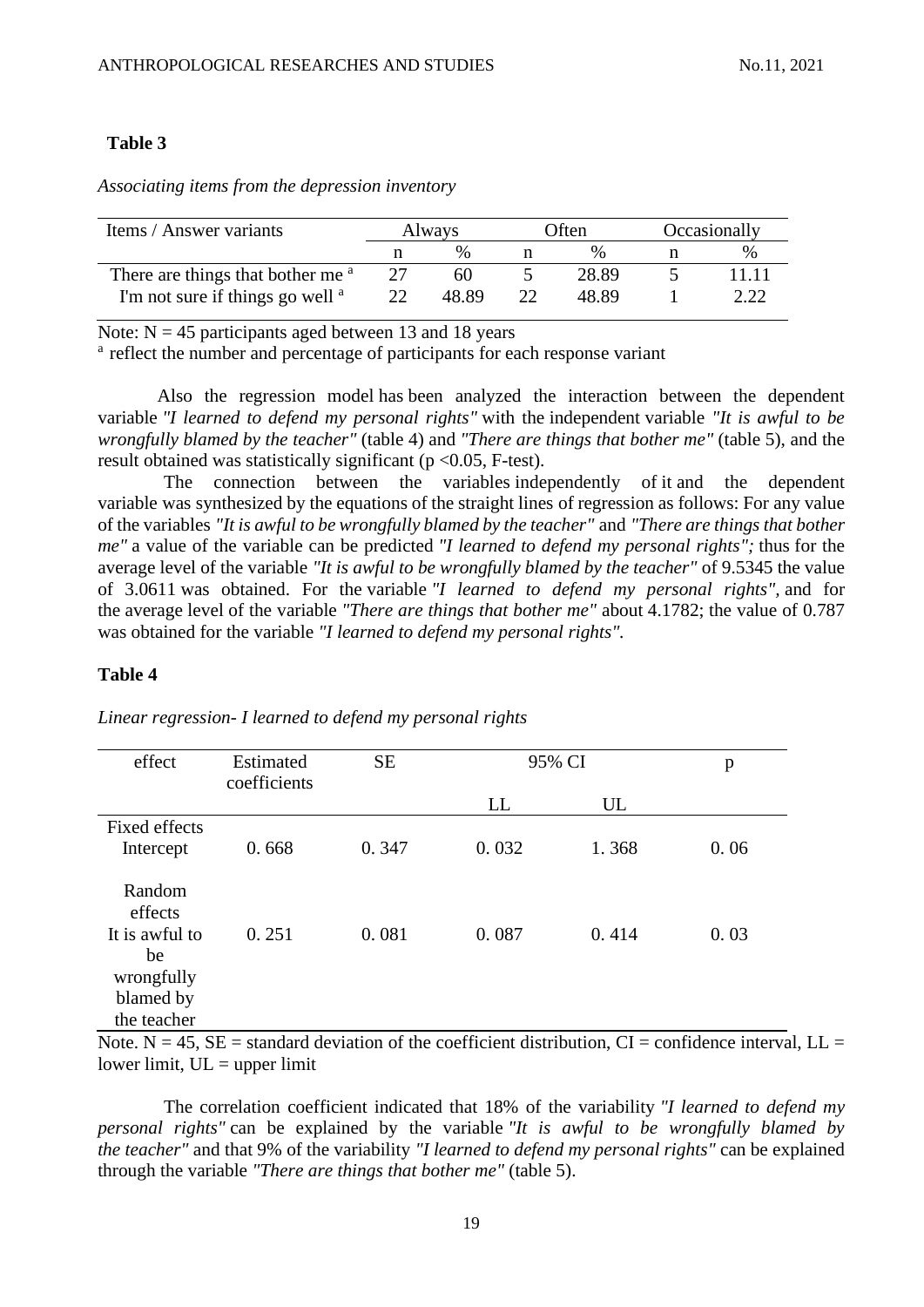**Table 3**

*Associating items from the depression inventory*

| Items / Answer variants | Always | | Often | | Occasionally | |
|---|---|---|---|---|---|---|
| | n | % | n | % | n | % |
| There are things that bother me [a] | 27 | 60 | 5 | 28.89 | 5 | 11.11 |
| I'm not sure if things go well [a] | 22 | 48.89 | 22 | 48.89 | 1 | 2.22 |

Note: N = 45 participants aged between 13 and 18 years

[a] reflect the number and percentage of participants for each response variant

Also the regression model has been analyzed the interaction between the dependent variable *"I learned to defend my personal rights"* with the independent variable *"It is awful to be wrongfully blamed by the teacher"* (table 4) and *"There are things that bother me"* (table 5), and the result obtained was statistically significant ($p < 0.05$, F-test).

The connection between the variables independently of it and the dependent variable was synthesized by the equations of the straight lines of regression as follows: For any value of the variables *"It is awful to be wrongfully blamed by the teacher"* and *"There are things that bother me"* a value of the variable can be predicted *"I learned to defend my personal rights";* thus for the average level of the variable *"It is awful to be wrongfully blamed by the teacher"* of 9.5345 the value of 3.0611 was obtained. For the variable *"I learned to defend my personal rights"*, and for the average level of the variable *"There are things that bother me"* about 4.1782; the value of 0.787 was obtained for the variable *"I learned to defend my personal rights"*.

**Table 4**

*Linear regression- I learned to defend my personal rights*

| effect | Estimated coefficients | SE | 95% CI | | p |
|---|---|---|---|---|---|
| | | | LL | UL | |
| Fixed effects | | | | | |
| Intercept | 0. 668 | 0. 347 | 0. 032 | 1. 368 | 0. 06 |
| Random effects | | | | | |
| It is awful to be wrongfully blamed by the teacher | 0. 251 | 0. 081 | 0. 087 | 0. 414 | 0. 03 |

Note. N = 45, SE = standard deviation of the coefficient distribution, CI = confidence interval, LL = lower limit, UL = upper limit

The correlation coefficient indicated that 18% of the variability *"I learned to defend my personal rights"* can be explained by the variable *"It is awful to be wrongfully blamed by the teacher"* and that 9% of the variability *"I learned to defend my personal rights"* can be explained through the variable *"There are things that bother me"* (table 5).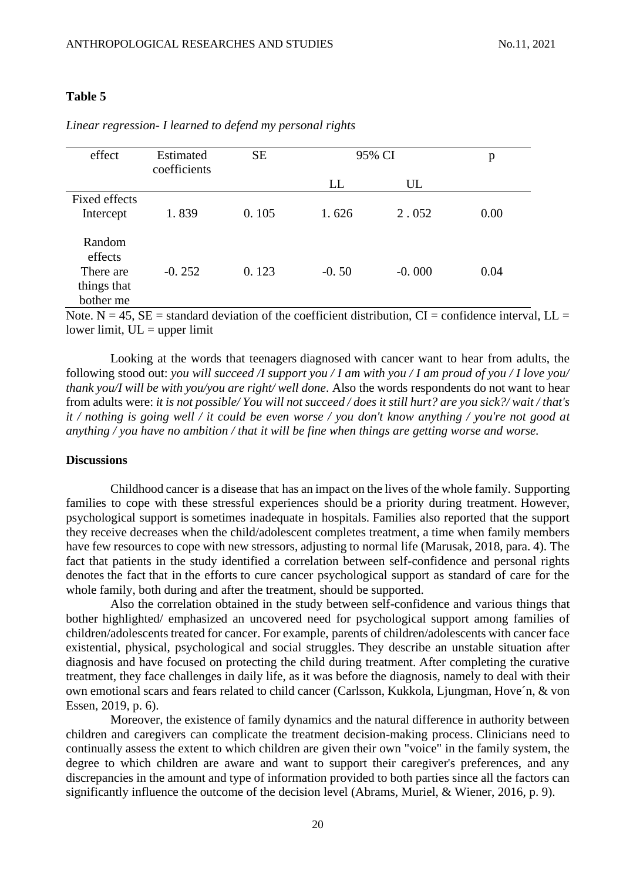**Table 5**

*Linear regression- I learned to defend my personal rights*

| effect | Estimated coefficients | SE | 95% CI | | p |
|---|---|---|---|---|---|
| | | | LL | UL | |
| Fixed effects | | | | | |
| Intercept | 1. 839 | 0. 105 | 1. 626 | 2 . 052 | 0.00 |
| Random effects | | | | | |
| There are things that bother me | -0. 252 | 0. 123 | -0. 50 | -0. 000 | 0.04 |

Note. N = 45, SE = standard deviation of the coefficient distribution, CI = confidence interval, LL = lower limit, UL = upper limit

Looking at the words that teenagers diagnosed with cancer want to hear from adults, the following stood out: *you will succeed /I support you / I am with you / I am proud of you / I love you/ thank you/I will be with you/you are right/ well done*. Also the words respondents do not want to hear from adults were: *it is not possible/ You will not succeed / does it still hurt? are you sick?/ wait / that's it / nothing is going well / it could be even worse / you don't know anything / you're not good at anything / you have no ambition / that it will be fine when things are getting worse and worse.*

## Discussions

Childhood cancer is a disease that has an impact on the lives of the whole family. Supporting families to cope with these stressful experiences should be a priority during treatment. However, psychological support is sometimes inadequate in hospitals. Families also reported that the support they receive decreases when the child/adolescent completes treatment, a time when family members have few resources to cope with new stressors, adjusting to normal life (Marusak, 2018, para. 4). The fact that patients in the study identified a correlation between self-confidence and personal rights denotes the fact that in the efforts to cure cancer psychological support as standard of care for the whole family, both during and after the treatment, should be supported.

Also the correlation obtained in the study between self-confidence and various things that bother highlighted/ emphasized an uncovered need for psychological support among families of children/adolescents treated for cancer. For example, parents of children/adolescents with cancer face existential, physical, psychological and social struggles. They describe an unstable situation after diagnosis and have focused on protecting the child during treatment. After completing the curative treatment, they face challenges in daily life, as it was before the diagnosis, namely to deal with their own emotional scars and fears related to child cancer (Carlsson, Kukkola, Ljungman, Hove´n, & von Essen, 2019, p. 6).

Moreover, the existence of family dynamics and the natural difference in authority between children and caregivers can complicate the treatment decision-making process. Clinicians need to continually assess the extent to which children are given their own "voice" in the family system, the degree to which children are aware and want to support their caregiver's preferences, and any discrepancies in the amount and type of information provided to both parties since all the factors can significantly influence the outcome of the decision level (Abrams, Muriel, & Wiener, 2016, p. 9).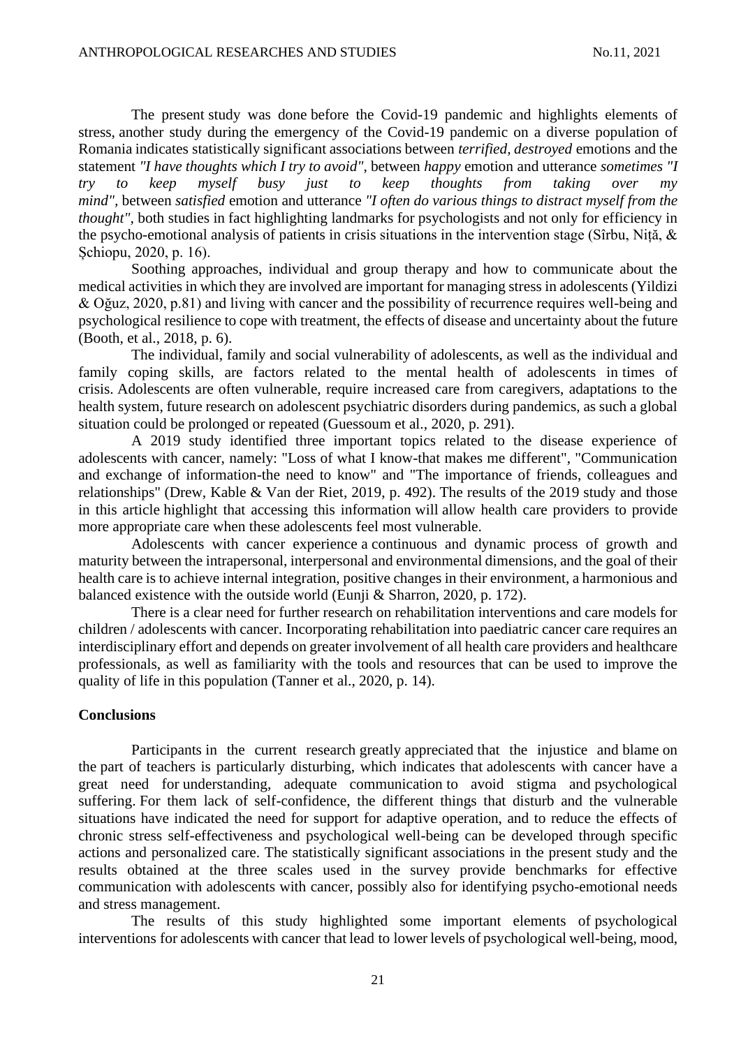The present study was done before the Covid-19 pandemic and highlights elements of stress, another study during the emergency of the Covid-19 pandemic on a diverse population of Romania indicates statistically significant associations between *terrified, destroyed* emotions and the statement *"I have thoughts which I try to avoid"*, between *happy* emotion and utterance *sometimes "I try to keep myself busy just to keep thoughts from taking over my mind"*, between *satisfied* emotion and utterance *"I often do various things to distract myself from the thought"*, both studies in fact highlighting landmarks for psychologists and not only for efficiency in the psycho-emotional analysis of patients in crisis situations in the intervention stage (Sîrbu, Niță, & Șchiopu, 2020, p. 16).

Soothing approaches, individual and group therapy and how to communicate about the medical activities in which they are involved are important for managing stress in adolescents (Yildizi & Oğuz, 2020, p.81) and living with cancer and the possibility of recurrence requires well-being and psychological resilience to cope with treatment, the effects of disease and uncertainty about the future (Booth, et al., 2018, p. 6).

The individual, family and social vulnerability of adolescents, as well as the individual and family coping skills, are factors related to the mental health of adolescents in times of crisis. Adolescents are often vulnerable, require increased care from caregivers, adaptations to the health system, future research on adolescent psychiatric disorders during pandemics, as such a global situation could be prolonged or repeated (Guessoum et al., 2020, p. 291).

A 2019 study identified three important topics related to the disease experience of adolescents with cancer, namely: "Loss of what I know-that makes me different", "Communication and exchange of information-the need to know" and "The importance of friends, colleagues and relationships" (Drew, Kable & Van der Riet, 2019, p. 492). The results of the 2019 study and those in this article highlight that accessing this information will allow health care providers to provide more appropriate care when these adolescents feel most vulnerable.

Adolescents with cancer experience a continuous and dynamic process of growth and maturity between the intrapersonal, interpersonal and environmental dimensions, and the goal of their health care is to achieve internal integration, positive changes in their environment, a harmonious and balanced existence with the outside world (Eunji & Sharron, 2020, p. 172).

There is a clear need for further research on rehabilitation interventions and care models for children / adolescents with cancer. Incorporating rehabilitation into paediatric cancer care requires an interdisciplinary effort and depends on greater involvement of all health care providers and healthcare professionals, as well as familiarity with the tools and resources that can be used to improve the quality of life in this population (Tanner et al., 2020, p. 14).

## Conclusions

Participants in the current research greatly appreciated that the injustice and blame on the part of teachers is particularly disturbing, which indicates that adolescents with cancer have a great need for understanding, adequate communication to avoid stigma and psychological suffering. For them lack of self-confidence, the different things that disturb and the vulnerable situations have indicated the need for support for adaptive operation, and to reduce the effects of chronic stress self-effectiveness and psychological well-being can be developed through specific actions and personalized care. The statistically significant associations in the present study and the results obtained at the three scales used in the survey provide benchmarks for effective communication with adolescents with cancer, possibly also for identifying psycho-emotional needs and stress management.

The results of this study highlighted some important elements of psychological interventions for adolescents with cancer that lead to lower levels of psychological well-being, mood,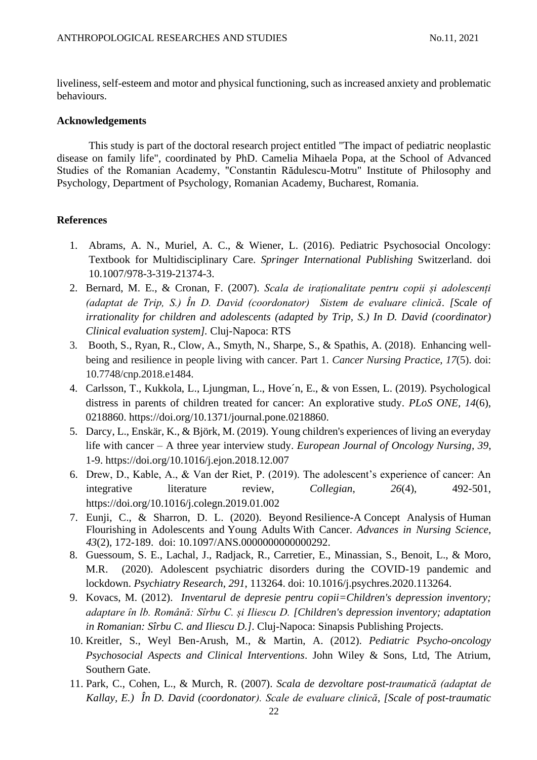liveliness, self-esteem and motor and physical functioning, such as increased anxiety and problematic behaviours.

### Acknowledgements

This study is part of the doctoral research project entitled "The impact of pediatric neoplastic disease on family life", coordinated by PhD. Camelia Mihaela Popa, at the School of Advanced Studies of the Romanian Academy, "Constantin Rădulescu-Motru" Institute of Philosophy and Psychology, Department of Psychology, Romanian Academy, Bucharest, Romania.

### References

1. Abrams, A. N., Muriel, A. C., & Wiener, L. (2016). Pediatric Psychosocial Oncology: Textbook for Multidisciplinary Care. *Springer International Publishing* Switzerland. doi 10.1007/978-3-319-21374-3.
2. Bernard, M. E., & Cronan, F. (2007). *Scala de iraționalitate pentru copii și adolescenți (adaptat de Trip, S.) În D. David (coordonator) Sistem de evaluare clinică*. *[Scale of irrationality for children and adolescents (adapted by Trip, S.) In D. David (coordinator) Clinical evaluation system].* Cluj-Napoca: RTS
3. Booth, S., Ryan, R., Clow, A., Smyth, N., Sharpe, S., & Spathis, A. (2018). Enhancing well-being and resilience in people living with cancer. Part 1. *Cancer Nursing Practice*, *17*(5). doi: 10.7748/cnp.2018.e1484.
4. Carlsson, T., Kukkola, L., Ljungman, L., Hove´n, E., & von Essen, L. (2019). Psychological distress in parents of children treated for cancer: An explorative study. *PLoS ONE, 14*(6), 0218860. https://doi.org/10.1371/journal.pone.0218860.
5. Darcy, L., Enskär, K., & Björk, M. (2019). Young children's experiences of living an everyday life with cancer – A three year interview study. *European Journal of Oncology Nursing*, *39*, 1-9. https://doi.org/10.1016/j.ejon.2018.12.007
6. Drew, D., Kable, A., & Van der Riet, P. (2019). The adolescent's experience of cancer: An integrative literature review, *Collegian*, *26*(4), 492-501, https://doi.org/10.1016/j.colegn.2019.01.002
7. Eunji, C., & Sharron, D. L. (2020). Beyond Resilience-A Concept Analysis of Human Flourishing in Adolescents and Young Adults With Cancer. *Advances in Nursing Science*, *43*(2), 172-189. doi: 10.1097/ANS.0000000000000292.
8. Guessoum, S. E., Lachal, J., Radjack, R., Carretier, E., Minassian, S., Benoit, L., & Moro, M.R. (2020). Adolescent psychiatric disorders during the COVID-19 pandemic and lockdown. *Psychiatry Research*, *291*, 113264. doi: 10.1016/j.psychres.2020.113264.
9. Kovacs, M. (2012). *Inventarul de depresie pentru copii=Children's depression inventory; adaptare în lb. Română: Sîrbu C. și Iliescu D. [Children's depression inventory; adaptation in Romanian: Sîrbu C. and Iliescu D.]*. Cluj-Napoca: Sinapsis Publishing Projects.
10. Kreitler, S., Weyl Ben-Arush, M., & Martin, A. (2012). *Pediatric Psycho-oncology Psychosocial Aspects and Clinical Interventions*. John Wiley & Sons, Ltd, The Atrium, Southern Gate.
11. Park, C., Cohen, L., & Murch, R. (2007). *Scala de dezvoltare post-traumatică (adaptat de Kallay, E.) În D. David (coordonator). Scale de evaluare clinică*, *[Scale of post-traumatic*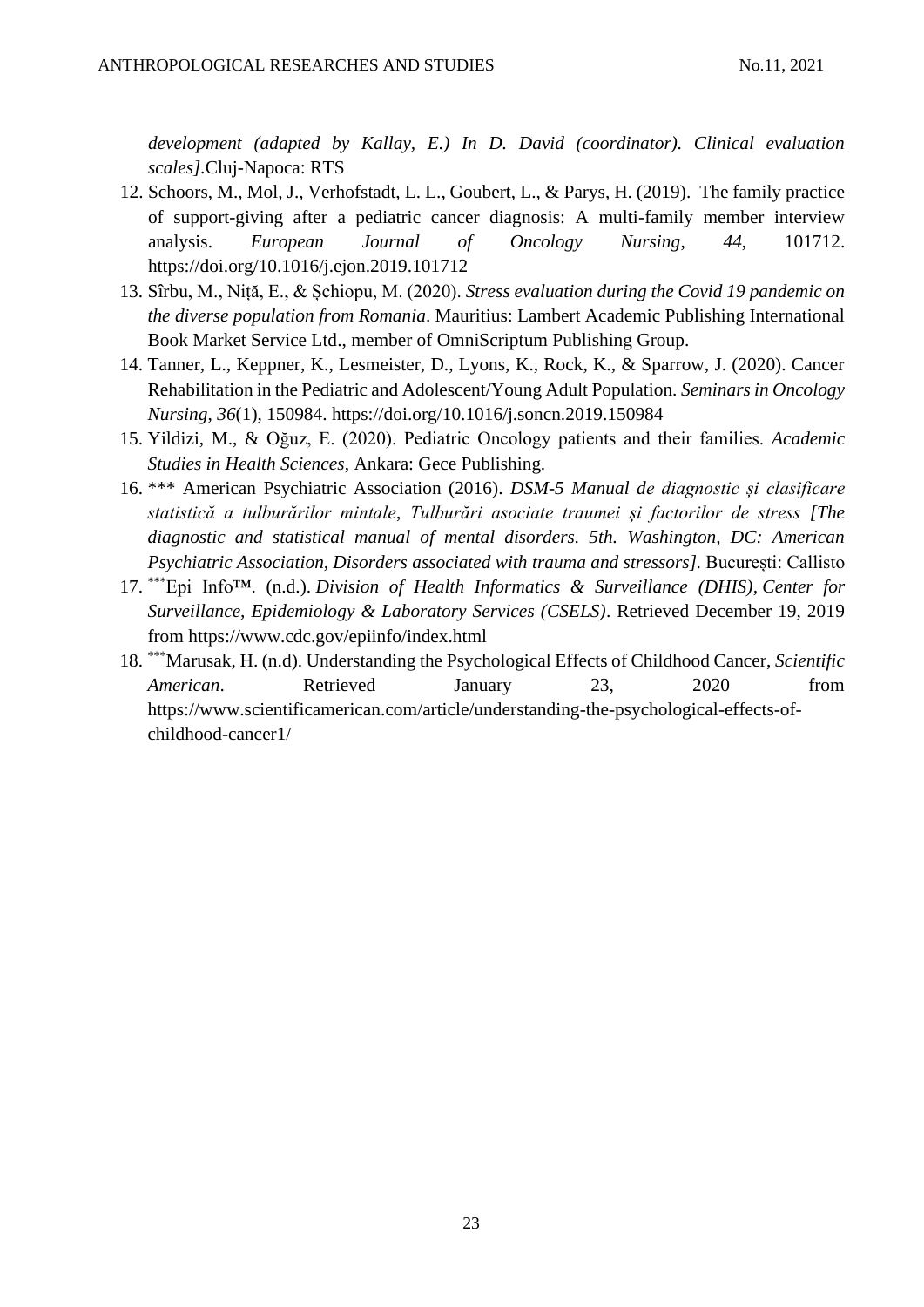*development (adapted by Kallay, E.) In D. David (coordinator). Clinical evaluation scales]*.Cluj-Napoca: RTS

12. Schoors, M., Mol, J., Verhofstadt, L. L., Goubert, L., & Parys, H. (2019). The family practice of support-giving after a pediatric cancer diagnosis: A multi-family member interview analysis. *European Journal of Oncology Nursing*, *44*, 101712. https://doi.org/10.1016/j.ejon.2019.101712
13. Sîrbu, M., Niță, E., & Șchiopu, M. (2020). *Stress evaluation during the Covid 19 pandemic on the diverse population from Romania*. Mauritius: Lambert Academic Publishing International Book Market Service Ltd., member of OmniScriptum Publishing Group.
14. Tanner, L., Keppner, K., Lesmeister, D., Lyons, K., Rock, K., & Sparrow, J. (2020). Cancer Rehabilitation in the Pediatric and Adolescent/Young Adult Population. *Seminars in Oncology Nursing*, *36*(1), 150984. https://doi.org/10.1016/j.soncn.2019.150984
15. Yildizi, M., & Oğuz, E. (2020). Pediatric Oncology patients and their families. *Academic Studies in Health Sciences*, Ankara: Gece Publishing.
16. *** American Psychiatric Association (2016). *DSM-5 Manual de diagnostic și clasificare statistică a tulburărilor mintale*, *Tulburări asociate traumei și factorilor de stress [The diagnostic and statistical manual of mental disorders. 5th. Washington, DC: American Psychiatric Association, Disorders associated with trauma and stressors]*. București: Callisto
17. [***]Epi Info™. (n.d.). *Division of Health Informatics & Surveillance (DHIS), Center for Surveillance, Epidemiology & Laboratory Services (CSELS)*. Retrieved December 19, 2019 from https://www.cdc.gov/epiinfo/index.html
18. [***]Marusak, H. (n.d). Understanding the Psychological Effects of Childhood Cancer, *Scientific American*. Retrieved January 23, 2020 from https://www.scientificamerican.com/article/understanding-the-psychological-effects-of-childhood-cancer1/